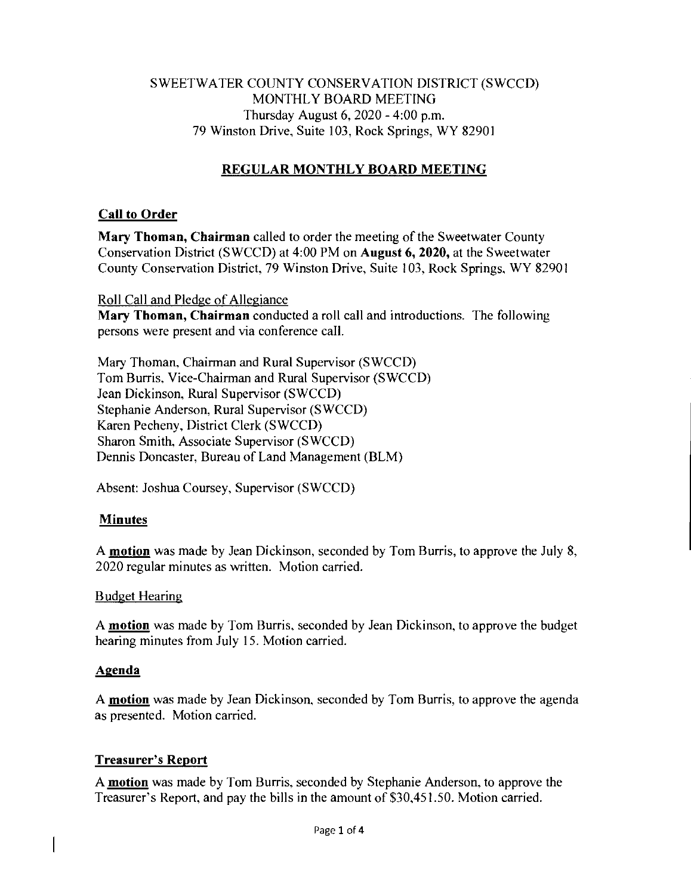SWEETWATER COUNTY CONSERVATION DISTRICT (SWCCD)
MONTHLY BOARD MEETING
Thursday August 6, 2020 - 4:00 p.m.
79 Winston Drive, Suite 103, Rock Springs, WY 82901

## REGULAR MONTHLY BOARD MEETING

### Call to Order

**Mary Thoman, Chairman** called to order the meeting of the Sweetwater County Conservation District (SWCCD) at 4:00 PM on **August 6, 2020,** at the Sweetwater County Conservation District, 79 Winston Drive, Suite 103, Rock Springs, WY 82901

Roll Call and Pledge of Allegiance

**Mary Thoman, Chairman** conducted a roll call and introductions. The following persons were present and via conference call.

Mary Thoman, Chairman and Rural Supervisor (SWCCD)
Tom Burris, Vice-Chairman and Rural Supervisor (SWCCD)
Jean Dickinson, Rural Supervisor (SWCCD)
Stephanie Anderson, Rural Supervisor (SWCCD)
Karen Pecheny, District Clerk (SWCCD)
Sharon Smith, Associate Supervisor (SWCCD)
Dennis Doncaster, Bureau of Land Management (BLM)

Absent: Joshua Coursey, Supervisor (SWCCD)

### Minutes

A **motion** was made by Jean Dickinson, seconded by Tom Burris, to approve the July 8, 2020 regular minutes as written. Motion carried.

Budget Hearing

A **motion** was made by Tom Burris, seconded by Jean Dickinson, to approve the budget hearing minutes from July 15. Motion carried.

### Agenda

A **motion** was made by Jean Dickinson, seconded by Tom Burris, to approve the agenda as presented. Motion carried.

### Treasurer's Report

A **motion** was made by Tom Burris, seconded by Stephanie Anderson, to approve the Treasurer's Report, and pay the bills in the amount of $30,451.50. Motion carried.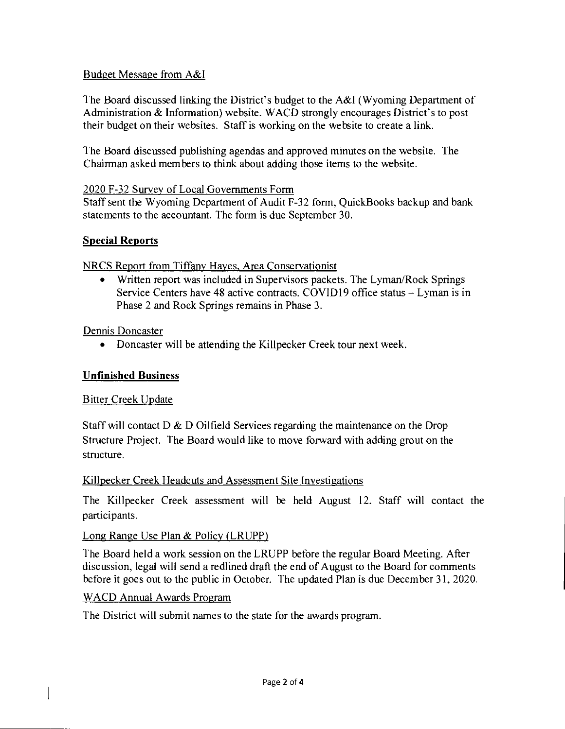Budget Message from A&I

The Board discussed linking the District's budget to the A&I (Wyoming Department of Administration & Information) website. WACD strongly encourages District's to post their budget on their websites. Staff is working on the website to create a link.

The Board discussed publishing agendas and approved minutes on the website. The Chairman asked members to think about adding those items to the website.

2020 F-32 Survey of Local Governments Form

Staff sent the Wyoming Department of Audit F-32 form, QuickBooks backup and bank statements to the accountant. The form is due September 30.

**Special Reports**

NRCS Report from Tiffany Hayes, Area Conservationist

- Written report was included in Supervisors packets. The Lyman/Rock Springs Service Centers have 48 active contracts. COVID19 office status – Lyman is in Phase 2 and Rock Springs remains in Phase 3.

Dennis Doncaster

- Doncaster will be attending the Killpecker Creek tour next week.

**Unfinished Business**

Bitter Creek Update

Staff will contact D & D Oilfield Services regarding the maintenance on the Drop Structure Project. The Board would like to move forward with adding grout on the structure.

Killpecker Creek Headcuts and Assessment Site Investigations

The Killpecker Creek assessment will be held August 12. Staff will contact the participants.

Long Range Use Plan & Policy (LRUPP)

The Board held a work session on the LRUPP before the regular Board Meeting. After discussion, legal will send a redlined draft the end of August to the Board for comments before it goes out to the public in October. The updated Plan is due December 31, 2020.

WACD Annual Awards Program

The District will submit names to the state for the awards program.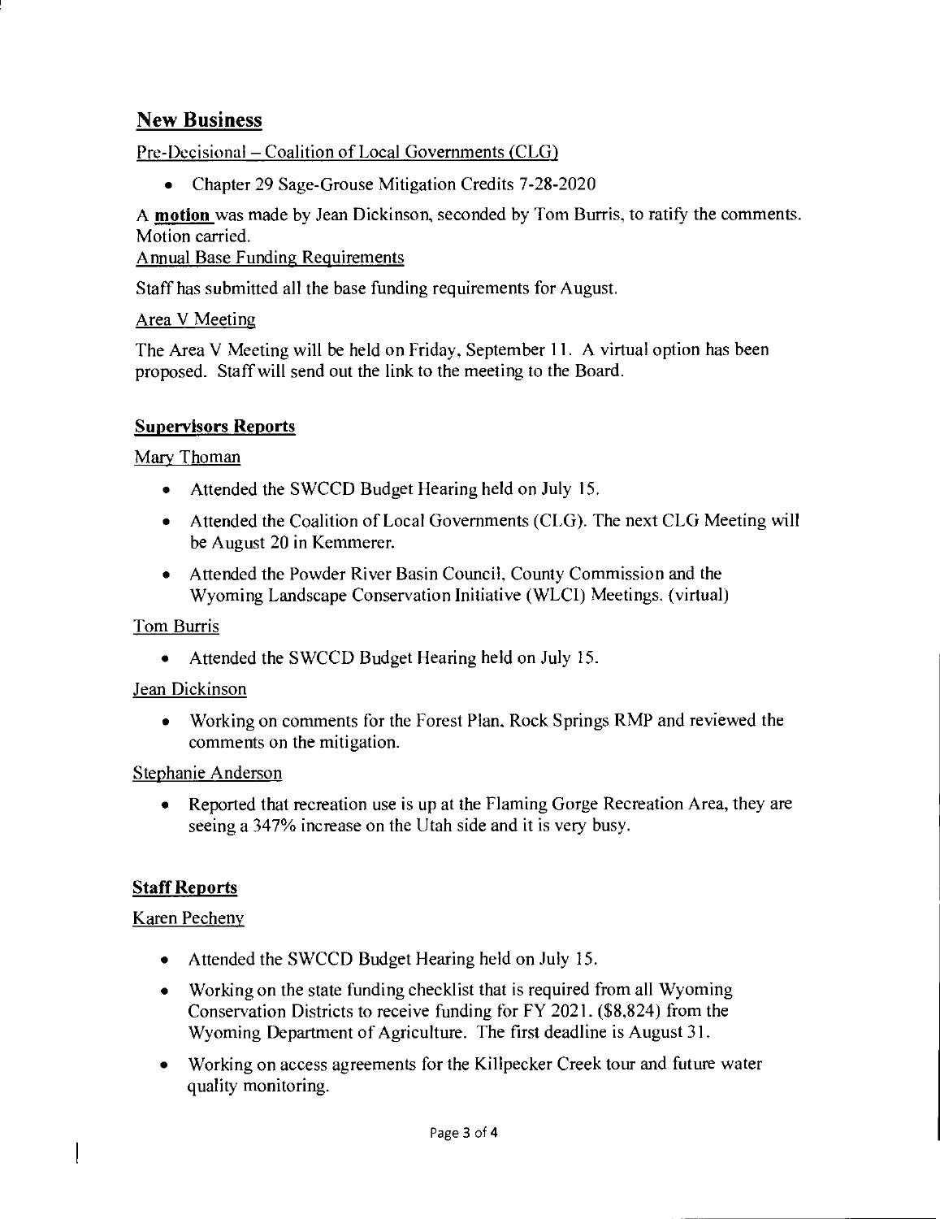## New Business

Pre-Decisional – Coalition of Local Governments (CLG)

- Chapter 29 Sage-Grouse Mitigation Credits 7-28-2020

A **motion** was made by Jean Dickinson, seconded by Tom Burris, to ratify the comments. Motion carried.

Annual Base Funding Requirements

Staff has submitted all the base funding requirements for August.

Area V Meeting

The Area V Meeting will be held on Friday, September 11. A virtual option has been proposed. Staff will send out the link to the meeting to the Board.

### Supervisors Reports

Mary Thoman

- Attended the SWCCD Budget Hearing held on July 15.
- Attended the Coalition of Local Governments (CLG). The next CLG Meeting will be August 20 in Kemmerer.
- Attended the Powder River Basin Council, County Commission and the Wyoming Landscape Conservation Initiative (WLCI) Meetings. (virtual)

Tom Burris

- Attended the SWCCD Budget Hearing held on July 15.

Jean Dickinson

- Working on comments for the Forest Plan, Rock Springs RMP and reviewed the comments on the mitigation.

Stephanie Anderson

- Reported that recreation use is up at the Flaming Gorge Recreation Area, they are seeing a 347% increase on the Utah side and it is very busy.

### Staff Reports

Karen Pecheny

- Attended the SWCCD Budget Hearing held on July 15.
- Working on the state funding checklist that is required from all Wyoming Conservation Districts to receive funding for FY 2021. ($8,824) from the Wyoming Department of Agriculture. The first deadline is August 31.
- Working on access agreements for the Killpecker Creek tour and future water quality monitoring.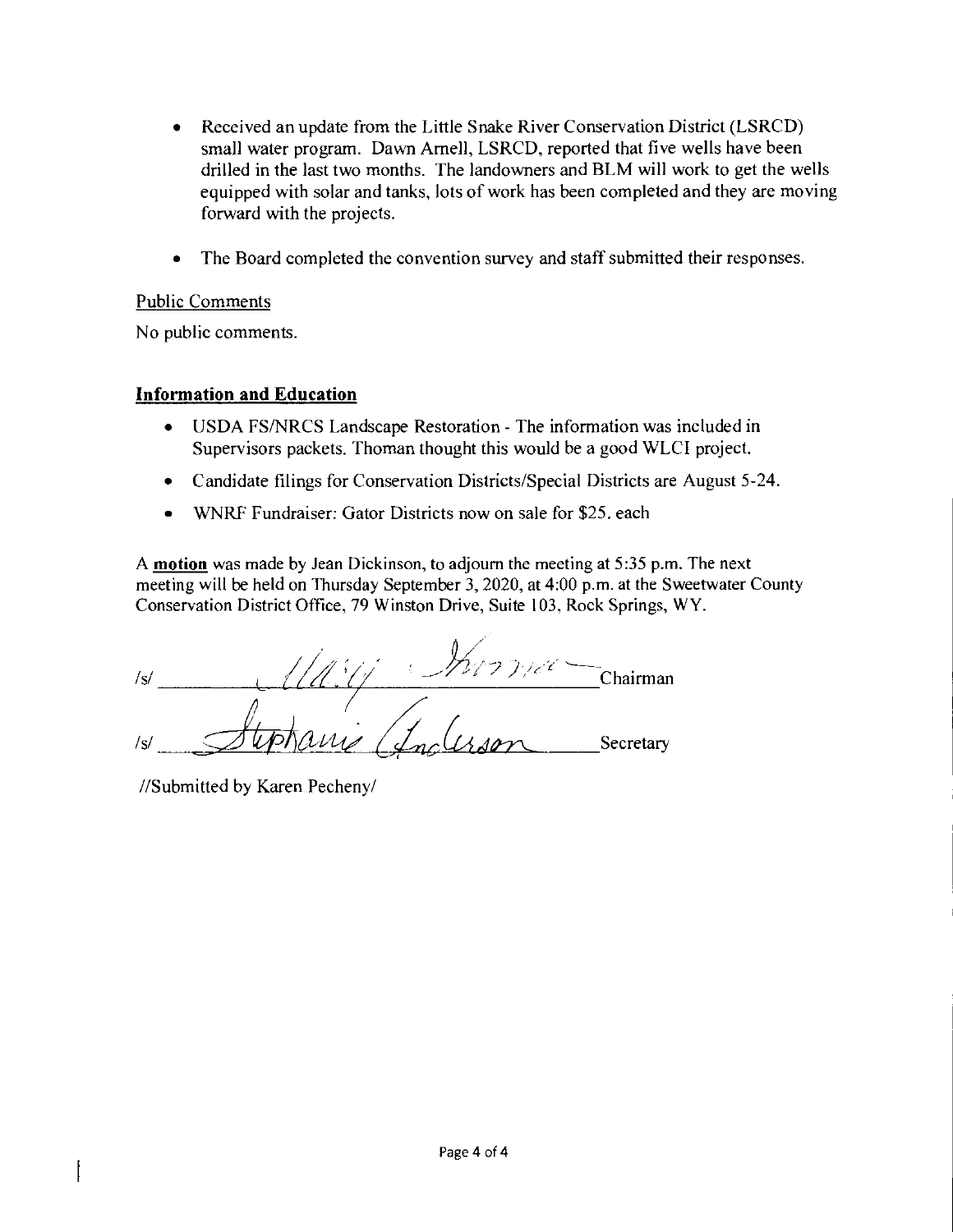- Received an update from the Little Snake River Conservation District (LSRCD) small water program. Dawn Arnell, LSRCD, reported that five wells have been drilled in the last two months. The landowners and BLM will work to get the wells equipped with solar and tanks, lots of work has been completed and they are moving forward with the projects.
- The Board completed the convention survey and staff submitted their responses.

Public Comments

No public comments.

## Information and Education

- USDA FS/NRCS Landscape Restoration - The information was included in Supervisors packets. Thoman thought this would be a good WLCI project.
- Candidate filings for Conservation Districts/Special Districts are August 5-24.
- WNRF Fundraiser: Gator Districts now on sale for $25. each

A **motion** was made by Jean Dickinson, to adjourn the meeting at 5:35 p.m. The next meeting will be held on Thursday September 3, 2020, at 4:00 p.m. at the Sweetwater County Conservation District Office, 79 Winston Drive, Suite 103, Rock Springs, WY.

/s/ Mary Thoman Chairman

/s/ Stephanie Anderson Secretary

//Submitted by Karen Pecheny/